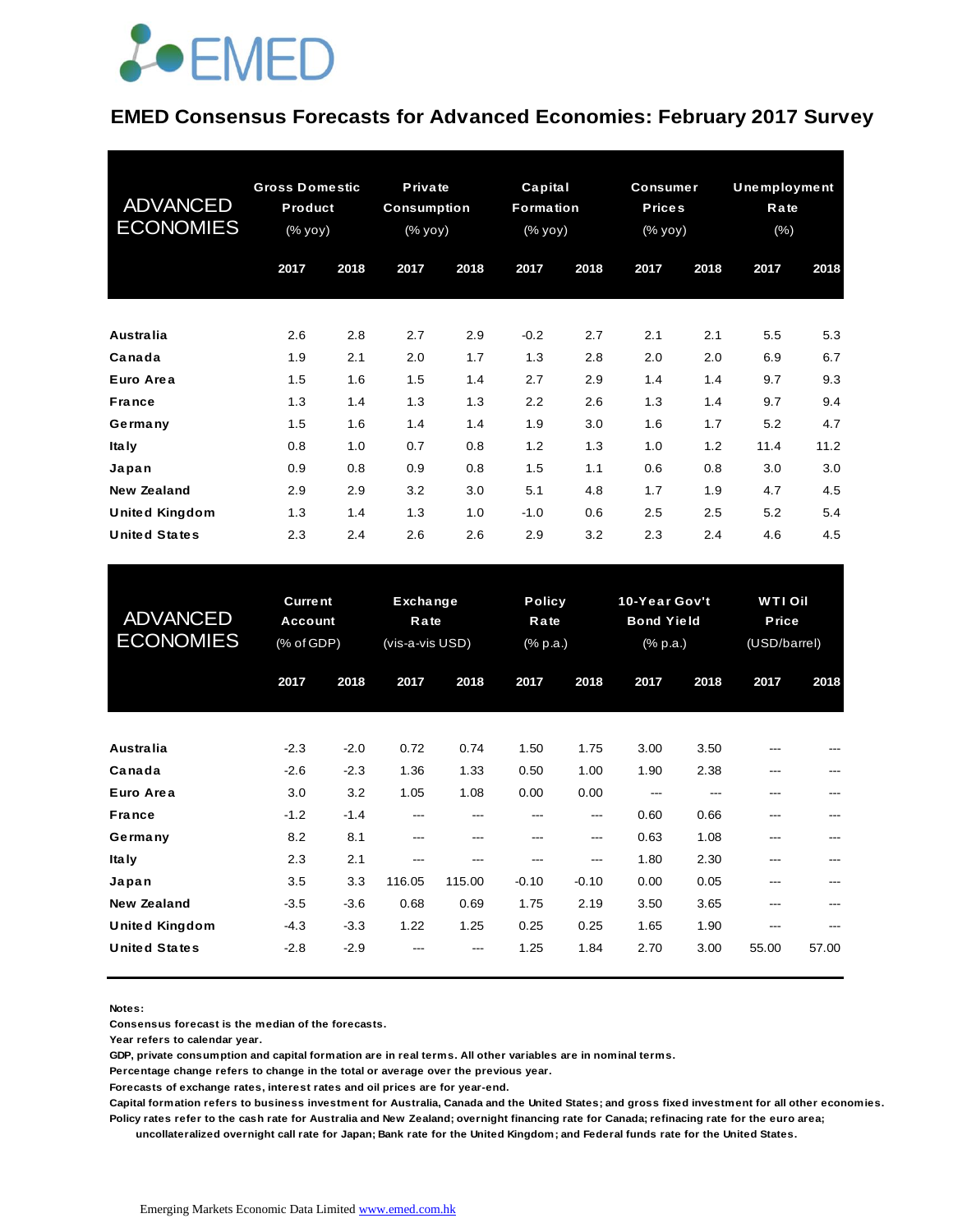EMED

# EMED Consensus Forecasts for Advanced Economies: February 2017 Survey

| ADVANCED ECONOMIES | Gross Domestic Product (% yoy) | | Private Consumption (% yoy) | | Capital Formation (% yoy) | | Consumer Prices (% yoy) | | Unemployment Rate (%) | |
|---|---|---|---|---|---|---|---|---|---|---|
| | 2017 | 2018 | 2017 | 2018 | 2017 | 2018 | 2017 | 2018 | 2017 | 2018 |
| **Australia** | 2.6 | 2.8 | 2.7 | 2.9 | -0.2 | 2.7 | 2.1 | 2.1 | 5.5 | 5.3 |
| **Canada** | 1.9 | 2.1 | 2.0 | 1.7 | 1.3 | 2.8 | 2.0 | 2.0 | 6.9 | 6.7 |
| **Euro Area** | 1.5 | 1.6 | 1.5 | 1.4 | 2.7 | 2.9 | 1.4 | 1.4 | 9.7 | 9.3 |
| **France** | 1.3 | 1.4 | 1.3 | 1.3 | 2.2 | 2.6 | 1.3 | 1.4 | 9.7 | 9.4 |
| **Germany** | 1.5 | 1.6 | 1.4 | 1.4 | 1.9 | 3.0 | 1.6 | 1.7 | 5.2 | 4.7 |
| **Italy** | 0.8 | 1.0 | 0.7 | 0.8 | 1.2 | 1.3 | 1.0 | 1.2 | 11.4 | 11.2 |
| **Japan** | 0.9 | 0.8 | 0.9 | 0.8 | 1.5 | 1.1 | 0.6 | 0.8 | 3.0 | 3.0 |
| **New Zealand** | 2.9 | 2.9 | 3.2 | 3.0 | 5.1 | 4.8 | 1.7 | 1.9 | 4.7 | 4.5 |
| **United Kingdom** | 1.3 | 1.4 | 1.3 | 1.0 | -1.0 | 0.6 | 2.5 | 2.5 | 5.2 | 5.4 |
| **United States** | 2.3 | 2.4 | 2.6 | 2.6 | 2.9 | 3.2 | 2.3 | 2.4 | 4.6 | 4.5 |

| ADVANCED ECONOMIES | Current Account (% of GDP) | | Exchange Rate (vis-a-vis USD) | | Policy Rate (% p.a.) | | 10-Year Gov't Bond Yield (% p.a.) | | WTI Oil Price (USD/barrel) | |
|---|---|---|---|---|---|---|---|---|---|---|
| | 2017 | 2018 | 2017 | 2018 | 2017 | 2018 | 2017 | 2018 | 2017 | 2018 |
| **Australia** | -2.3 | -2.0 | 0.72 | 0.74 | 1.50 | 1.75 | 3.00 | 3.50 | --- | --- |
| **Canada** | -2.6 | -2.3 | 1.36 | 1.33 | 0.50 | 1.00 | 1.90 | 2.38 | --- | --- |
| **Euro Area** | 3.0 | 3.2 | 1.05 | 1.08 | 0.00 | 0.00 | --- | --- | --- | --- |
| **France** | -1.2 | -1.4 | --- | --- | --- | --- | 0.60 | 0.66 | --- | --- |
| **Germany** | 8.2 | 8.1 | --- | --- | --- | --- | 0.63 | 1.08 | --- | --- |
| **Italy** | 2.3 | 2.1 | --- | --- | --- | --- | 1.80 | 2.30 | --- | --- |
| **Japan** | 3.5 | 3.3 | 116.05 | 115.00 | -0.10 | -0.10 | 0.00 | 0.05 | --- | --- |
| **New Zealand** | -3.5 | -3.6 | 0.68 | 0.69 | 1.75 | 2.19 | 3.50 | 3.65 | --- | --- |
| **United Kingdom** | -4.3 | -3.3 | 1.22 | 1.25 | 0.25 | 0.25 | 1.65 | 1.90 | --- | --- |
| **United States** | -2.8 | -2.9 | --- | --- | 1.25 | 1.84 | 2.70 | 3.00 | 55.00 | 57.00 |

**Notes:**
**Consensus forecast is the median of the forecasts.**
**Year refers to calendar year.**
**GDP, private consumption and capital formation are in real terms. All other variables are in nominal terms.**
**Percentage change refers to change in the total or average over the previous year.**
**Forecasts of exchange rates, interest rates and oil prices are for year-end.**
**Capital formation refers to business investment for Australia, Canada and the United States; and gross fixed investment for all other economies.**
**Policy rates refer to the cash rate for Australia and New Zealand; overnight financing rate for Canada; refinacing rate for the euro area; uncollateralized overnight call rate for Japan; Bank rate for the United Kingdom; and Federal funds rate for the United States.**

Emerging Markets Economic Data Limited www.emed.com.hk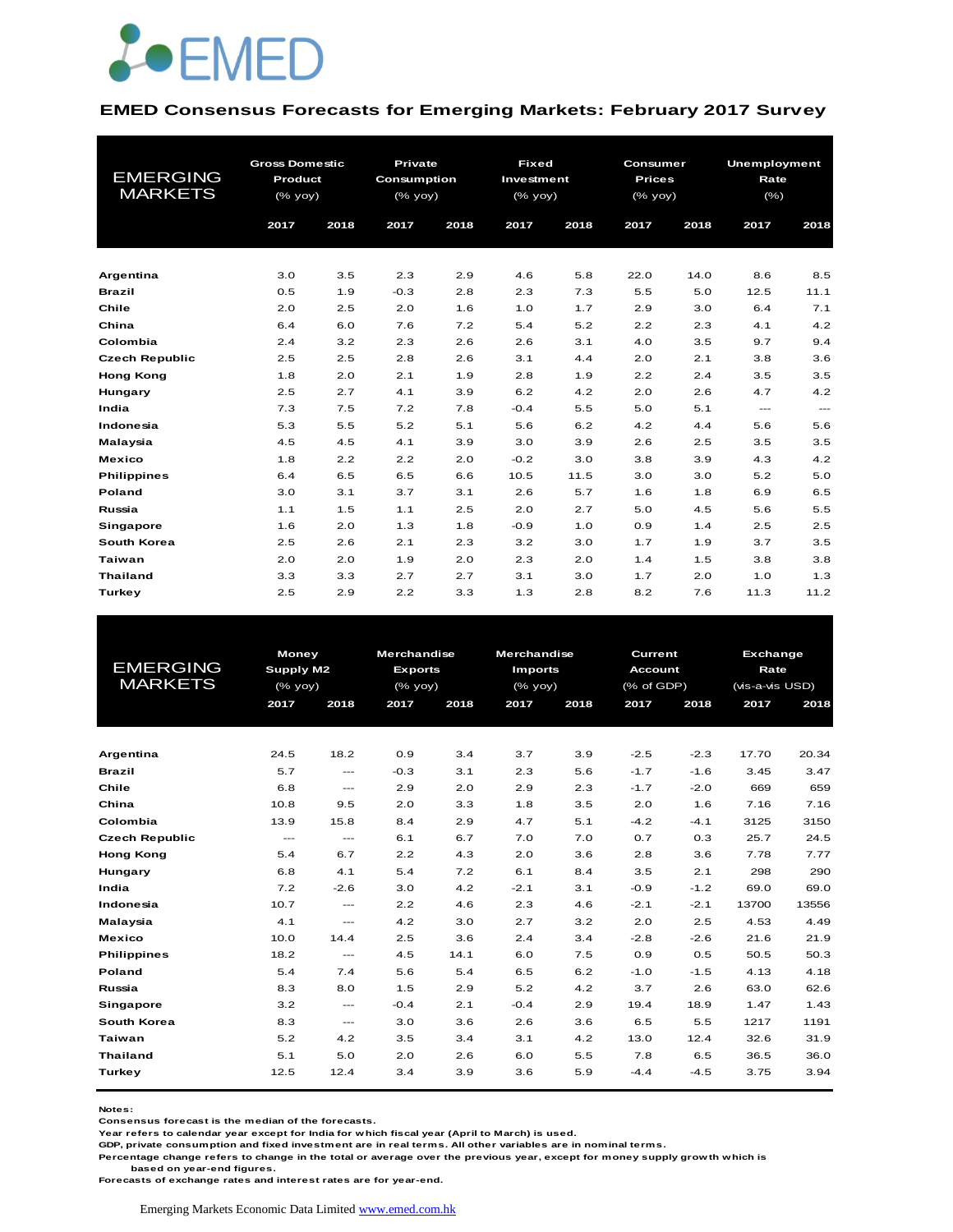EMED

## EMED Consensus Forecasts for Emerging Markets: February 2017 Survey

| EMERGING MARKETS | Gross Domestic Product (% yoy) | | Private Consumption (% yoy) | | Fixed Investment (% yoy) | | Consumer Prices (% yoy) | | Unemployment Rate (%) | |
|---|---|---|---|---|---|---|---|---|---|---|
| | 2017 | 2018 | 2017 | 2018 | 2017 | 2018 | 2017 | 2018 | 2017 | 2018 |
| Argentina | 3.0 | 3.5 | 2.3 | 2.9 | 4.6 | 5.8 | 22.0 | 14.0 | 8.6 | 8.5 |
| Brazil | 0.5 | 1.9 | -0.3 | 2.8 | 2.3 | 7.3 | 5.5 | 5.0 | 12.5 | 11.1 |
| Chile | 2.0 | 2.5 | 2.0 | 1.6 | 1.0 | 1.7 | 2.9 | 3.0 | 6.4 | 7.1 |
| China | 6.4 | 6.0 | 7.6 | 7.2 | 5.4 | 5.2 | 2.2 | 2.3 | 4.1 | 4.2 |
| Colombia | 2.4 | 3.2 | 2.3 | 2.6 | 2.6 | 3.1 | 4.0 | 3.5 | 9.7 | 9.4 |
| Czech Republic | 2.5 | 2.5 | 2.8 | 2.6 | 3.1 | 4.4 | 2.0 | 2.1 | 3.8 | 3.6 |
| Hong Kong | 1.8 | 2.0 | 2.1 | 1.9 | 2.8 | 1.9 | 2.2 | 2.4 | 3.5 | 3.5 |
| Hungary | 2.5 | 2.7 | 4.1 | 3.9 | 6.2 | 4.2 | 2.0 | 2.6 | 4.7 | 4.2 |
| India | 7.3 | 7.5 | 7.2 | 7.8 | -0.4 | 5.5 | 5.0 | 5.1 | --- | --- |
| Indonesia | 5.3 | 5.5 | 5.2 | 5.1 | 5.6 | 6.2 | 4.2 | 4.4 | 5.6 | 5.6 |
| Malaysia | 4.5 | 4.5 | 4.1 | 3.9 | 3.0 | 3.9 | 2.6 | 2.5 | 3.5 | 3.5 |
| Mexico | 1.8 | 2.2 | 2.2 | 2.0 | -0.2 | 3.0 | 3.8 | 3.9 | 4.3 | 4.2 |
| Philippines | 6.4 | 6.5 | 6.5 | 6.6 | 10.5 | 11.5 | 3.0 | 3.0 | 5.2 | 5.0 |
| Poland | 3.0 | 3.1 | 3.7 | 3.1 | 2.6 | 5.7 | 1.6 | 1.8 | 6.9 | 6.5 |
| Russia | 1.1 | 1.5 | 1.1 | 2.5 | 2.0 | 2.7 | 5.0 | 4.5 | 5.6 | 5.5 |
| Singapore | 1.6 | 2.0 | 1.3 | 1.8 | -0.9 | 1.0 | 0.9 | 1.4 | 2.5 | 2.5 |
| South Korea | 2.5 | 2.6 | 2.1 | 2.3 | 3.2 | 3.0 | 1.7 | 1.9 | 3.7 | 3.5 |
| Taiwan | 2.0 | 2.0 | 1.9 | 2.0 | 2.3 | 2.0 | 1.4 | 1.5 | 3.8 | 3.8 |
| Thailand | 3.3 | 3.3 | 2.7 | 2.7 | 3.1 | 3.0 | 1.7 | 2.0 | 1.0 | 1.3 |
| Turkey | 2.5 | 2.9 | 2.2 | 3.3 | 1.3 | 2.8 | 8.2 | 7.6 | 11.3 | 11.2 |

| EMERGING MARKETS | Money Supply M2 (% yoy) | | Merchandise Exports (% yoy) | | Merchandise Imports (% yoy) | | Current Account (% of GDP) | | Exchange Rate (vis-a-vis USD) | |
|---|---|---|---|---|---|---|---|---|---|---|
| | 2017 | 2018 | 2017 | 2018 | 2017 | 2018 | 2017 | 2018 | 2017 | 2018 |
| Argentina | 24.5 | 18.2 | 0.9 | 3.4 | 3.7 | 3.9 | -2.5 | -2.3 | 17.70 | 20.34 |
| Brazil | 5.7 | --- | -0.3 | 3.1 | 2.3 | 5.6 | -1.7 | -1.6 | 3.45 | 3.47 |
| Chile | 6.8 | --- | 2.9 | 2.0 | 2.9 | 2.3 | -1.7 | -2.0 | 669 | 659 |
| China | 10.8 | 9.5 | 2.0 | 3.3 | 1.8 | 3.5 | 2.0 | 1.6 | 7.16 | 7.16 |
| Colombia | 13.9 | 15.8 | 8.4 | 2.9 | 4.7 | 5.1 | -4.2 | -4.1 | 3125 | 3150 |
| Czech Republic | --- | --- | 6.1 | 6.7 | 7.0 | 7.0 | 0.7 | 0.3 | 25.7 | 24.5 |
| Hong Kong | 5.4 | 6.7 | 2.2 | 4.3 | 2.0 | 3.6 | 2.8 | 3.6 | 7.78 | 7.77 |
| Hungary | 6.8 | 4.1 | 5.4 | 7.2 | 6.1 | 8.4 | 3.5 | 2.1 | 298 | 290 |
| India | 7.2 | -2.6 | 3.0 | 4.2 | -2.1 | 3.1 | -0.9 | -1.2 | 69.0 | 69.0 |
| Indonesia | 10.7 | --- | 2.2 | 4.6 | 2.3 | 4.6 | -2.1 | -2.1 | 13700 | 13556 |
| Malaysia | 4.1 | --- | 4.2 | 3.0 | 2.7 | 3.2 | 2.0 | 2.5 | 4.53 | 4.49 |
| Mexico | 10.0 | 14.4 | 2.5 | 3.6 | 2.4 | 3.4 | -2.8 | -2.6 | 21.6 | 21.9 |
| Philippines | 18.2 | --- | 4.5 | 14.1 | 6.0 | 7.5 | 0.9 | 0.5 | 50.5 | 50.3 |
| Poland | 5.4 | 7.4 | 5.6 | 5.4 | 6.5 | 6.2 | -1.0 | -1.5 | 4.13 | 4.18 |
| Russia | 8.3 | 8.0 | 1.5 | 2.9 | 5.2 | 4.2 | 3.7 | 2.6 | 63.0 | 62.6 |
| Singapore | 3.2 | --- | -0.4 | 2.1 | -0.4 | 2.9 | 19.4 | 18.9 | 1.47 | 1.43 |
| South Korea | 8.3 | --- | 3.0 | 3.6 | 2.6 | 3.6 | 6.5 | 5.5 | 1217 | 1191 |
| Taiwan | 5.2 | 4.2 | 3.5 | 3.4 | 3.1 | 4.2 | 13.0 | 12.4 | 32.6 | 31.9 |
| Thailand | 5.1 | 5.0 | 2.0 | 2.6 | 6.0 | 5.5 | 7.8 | 6.5 | 36.5 | 36.0 |
| Turkey | 12.5 | 12.4 | 3.4 | 3.9 | 3.6 | 5.9 | -4.4 | -4.5 | 3.75 | 3.94 |

**Notes:**
Consensus forecast is the median of the forecasts.
Year refers to calendar year except for India for which fiscal year (April to March) is used.
GDP, private consumption and fixed investment are in real terms. All other variables are in nominal terms.
Percentage change refers to change in the total or average over the previous year, except for money supply growth which is based on year-end figures.
Forecasts of exchange rates and interest rates are for year-end.

Emerging Markets Economic Data Limited [www.emed.com.hk](http://www.emed.com.hk)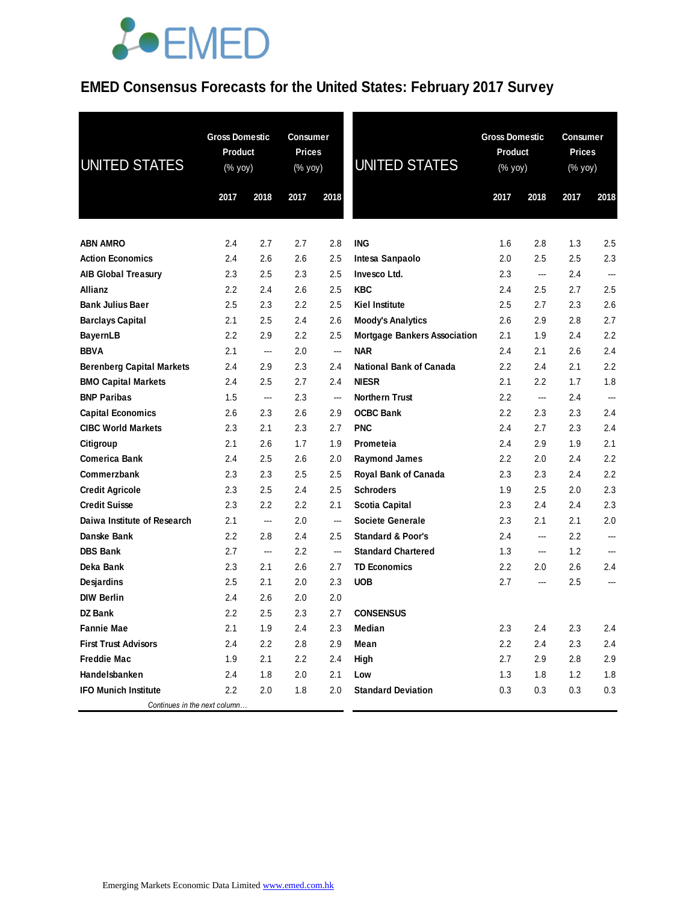# EMED Consensus Forecasts for the United States: February 2017 Survey

| UNITED STATES | Gross Domestic Product (% yoy) | | Consumer Prices (% yoy) | |
|---|---|---|---|---|
| | 2017 | 2018 | 2017 | 2018 |
| **ABN AMRO** | 2.4 | 2.7 | 2.7 | 2.8 |
| **Action Economics** | 2.4 | 2.6 | 2.6 | 2.5 |
| **AIB Global Treasury** | 2.3 | 2.5 | 2.3 | 2.5 |
| **Allianz** | 2.2 | 2.4 | 2.6 | 2.5 |
| **Bank Julius Baer** | 2.5 | 2.3 | 2.2 | 2.5 |
| **Barclays Capital** | 2.1 | 2.5 | 2.4 | 2.6 |
| **BayernLB** | 2.2 | 2.9 | 2.2 | 2.5 |
| **BBVA** | 2.1 | --- | 2.0 | --- |
| **Berenberg Capital Markets** | 2.4 | 2.9 | 2.3 | 2.4 |
| **BMO Capital Markets** | 2.4 | 2.5 | 2.7 | 2.4 |
| **BNP Paribas** | 1.5 | --- | 2.3 | --- |
| **Capital Economics** | 2.6 | 2.3 | 2.6 | 2.9 |
| **CIBC World Markets** | 2.3 | 2.1 | 2.3 | 2.7 |
| **Citigroup** | 2.1 | 2.6 | 1.7 | 1.9 |
| **Comerica Bank** | 2.4 | 2.5 | 2.6 | 2.0 |
| **Commerzbank** | 2.3 | 2.3 | 2.5 | 2.5 |
| **Credit Agricole** | 2.3 | 2.5 | 2.4 | 2.5 |
| **Credit Suisse** | 2.3 | 2.2 | 2.2 | 2.1 |
| **Daiwa Institute of Research** | 2.1 | --- | 2.0 | --- |
| **Danske Bank** | 2.2 | 2.8 | 2.4 | 2.5 |
| **DBS Bank** | 2.7 | --- | 2.2 | --- |
| **Deka Bank** | 2.3 | 2.1 | 2.6 | 2.7 |
| **Desjardins** | 2.5 | 2.1 | 2.0 | 2.3 |
| **DIW Berlin** | 2.4 | 2.6 | 2.0 | 2.0 |
| **DZ Bank** | 2.2 | 2.5 | 2.3 | 2.7 |
| **Fannie Mae** | 2.1 | 1.9 | 2.4 | 2.3 |
| **First Trust Advisors** | 2.4 | 2.2 | 2.8 | 2.9 |
| **Freddie Mac** | 1.9 | 2.1 | 2.2 | 2.4 |
| **Handelsbanken** | 2.4 | 1.8 | 2.0 | 2.1 |
| **IFO Munich Institute** | 2.2 | 2.0 | 1.8 | 2.0 |
| **ING** | 1.6 | 2.8 | 1.3 | 2.5 |
| **Intesa Sanpaolo** | 2.0 | 2.5 | 2.5 | 2.3 |
| **Invesco Ltd.** | 2.3 | --- | 2.4 | --- |
| **KBC** | 2.4 | 2.5 | 2.7 | 2.5 |
| **Kiel Institute** | 2.5 | 2.7 | 2.3 | 2.6 |
| **Moody's Analytics** | 2.6 | 2.9 | 2.8 | 2.7 |
| **Mortgage Bankers Association** | 2.1 | 1.9 | 2.4 | 2.2 |
| **NAR** | 2.4 | 2.1 | 2.6 | 2.4 |
| **National Bank of Canada** | 2.2 | 2.4 | 2.1 | 2.2 |
| **NIESR** | 2.1 | 2.2 | 1.7 | 1.8 |
| **Northern Trust** | 2.2 | --- | 2.4 | --- |
| **OCBC Bank** | 2.2 | 2.3 | 2.3 | 2.4 |
| **PNC** | 2.4 | 2.7 | 2.3 | 2.4 |
| **Prometeia** | 2.4 | 2.9 | 1.9 | 2.1 |
| **Raymond James** | 2.2 | 2.0 | 2.4 | 2.2 |
| **Royal Bank of Canada** | 2.3 | 2.3 | 2.4 | 2.2 |
| **Schroders** | 1.9 | 2.5 | 2.0 | 2.3 |
| **Scotia Capital** | 2.3 | 2.4 | 2.4 | 2.3 |
| **Societe Generale** | 2.3 | 2.1 | 2.1 | 2.0 |
| **Standard & Poor's** | 2.4 | --- | 2.2 | --- |
| **Standard Chartered** | 1.3 | --- | 1.2 | --- |
| **TD Economics** | 2.2 | 2.0 | 2.6 | 2.4 |
| **UOB** | 2.7 | --- | 2.5 | --- |
| **CONSENSUS** | | | | |
| **Median** | 2.3 | 2.4 | 2.3 | 2.4 |
| **Mean** | 2.2 | 2.4 | 2.3 | 2.4 |
| **High** | 2.7 | 2.9 | 2.8 | 2.9 |
| **Low** | 1.3 | 1.8 | 1.2 | 1.8 |
| **Standard Deviation** | 0.3 | 0.3 | 0.3 | 0.3 |

Emerging Markets Economic Data Limited www.emed.com.hk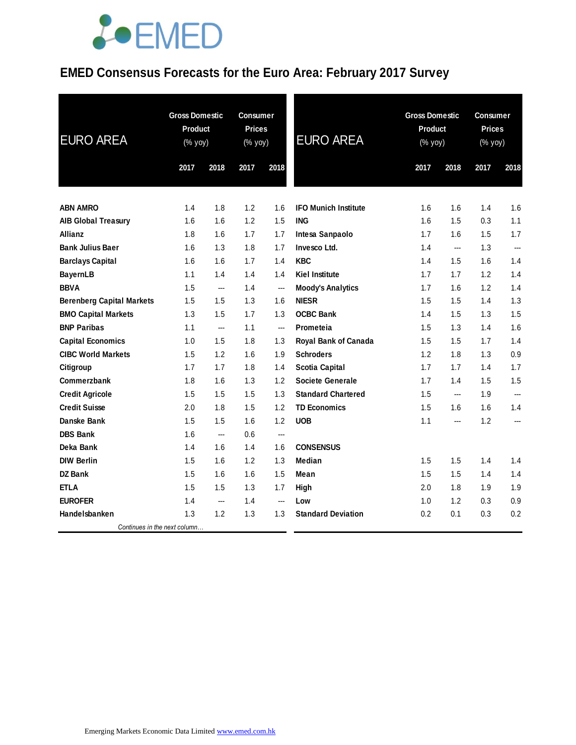# EMED Consensus Forecasts for the Euro Area: February 2017 Survey

| EURO AREA | Gross Domestic Product (% yoy) | | Consumer Prices (% yoy) | |
|---|---|---|---|---|
| | 2017 | 2018 | 2017 | 2018 |
| **ABN AMRO** | 1.4 | 1.8 | 1.2 | 1.6 |
| **AIB Global Treasury** | 1.6 | 1.6 | 1.2 | 1.5 |
| **Allianz** | 1.8 | 1.6 | 1.7 | 1.7 |
| **Bank Julius Baer** | 1.6 | 1.3 | 1.8 | 1.7 |
| **Barclays Capital** | 1.6 | 1.6 | 1.7 | 1.4 |
| **BayernLB** | 1.1 | 1.4 | 1.4 | 1.4 |
| **BBVA** | 1.5 | --- | 1.4 | --- |
| **Berenberg Capital Markets** | 1.5 | 1.5 | 1.3 | 1.6 |
| **BMO Capital Markets** | 1.3 | 1.5 | 1.7 | 1.3 |
| **BNP Paribas** | 1.1 | --- | 1.1 | --- |
| **Capital Economics** | 1.0 | 1.5 | 1.8 | 1.3 |
| **CIBC World Markets** | 1.5 | 1.2 | 1.6 | 1.9 |
| **Citigroup** | 1.7 | 1.7 | 1.8 | 1.4 |
| **Commerzbank** | 1.8 | 1.6 | 1.3 | 1.2 |
| **Credit Agricole** | 1.5 | 1.5 | 1.5 | 1.3 |
| **Credit Suisse** | 2.0 | 1.8 | 1.5 | 1.2 |
| **Danske Bank** | 1.5 | 1.5 | 1.6 | 1.2 |
| **DBS Bank** | 1.6 | --- | 0.6 | --- |
| **Deka Bank** | 1.4 | 1.6 | 1.4 | 1.6 |
| **DIW Berlin** | 1.5 | 1.6 | 1.2 | 1.3 |
| **DZ Bank** | 1.5 | 1.6 | 1.6 | 1.5 |
| **ETLA** | 1.5 | 1.5 | 1.3 | 1.7 |
| **EUROFER** | 1.4 | --- | 1.4 | --- |
| **Handelsbanken** | 1.3 | 1.2 | 1.3 | 1.3 |
| **IFO Munich Institute** | 1.6 | 1.6 | 1.4 | 1.6 |
| **ING** | 1.6 | 1.5 | 0.3 | 1.1 |
| **Intesa Sanpaolo** | 1.7 | 1.6 | 1.5 | 1.7 |
| **Invesco Ltd.** | 1.4 | --- | 1.3 | --- |
| **KBC** | 1.4 | 1.5 | 1.6 | 1.4 |
| **Kiel Institute** | 1.7 | 1.7 | 1.2 | 1.4 |
| **Moody's Analytics** | 1.7 | 1.6 | 1.2 | 1.4 |
| **NIESR** | 1.5 | 1.5 | 1.4 | 1.3 |
| **OCBC Bank** | 1.4 | 1.5 | 1.3 | 1.5 |
| **Prometeia** | 1.5 | 1.3 | 1.4 | 1.6 |
| **Royal Bank of Canada** | 1.5 | 1.5 | 1.7 | 1.4 |
| **Schroders** | 1.2 | 1.8 | 1.3 | 0.9 |
| **Scotia Capital** | 1.7 | 1.7 | 1.4 | 1.7 |
| **Societe Generale** | 1.7 | 1.4 | 1.5 | 1.5 |
| **Standard Chartered** | 1.5 | --- | 1.9 | --- |
| **TD Economics** | 1.5 | 1.6 | 1.6 | 1.4 |
| **UOB** | 1.1 | --- | 1.2 | --- |
| **CONSENSUS** | | | | |
| **Median** | 1.5 | 1.5 | 1.4 | 1.4 |
| **Mean** | 1.5 | 1.5 | 1.4 | 1.4 |
| **High** | 2.0 | 1.8 | 1.9 | 1.9 |
| **Low** | 1.0 | 1.2 | 0.3 | 0.9 |
| **Standard Deviation** | 0.2 | 0.1 | 0.3 | 0.2 |

Emerging Markets Economic Data Limited www.emed.com.hk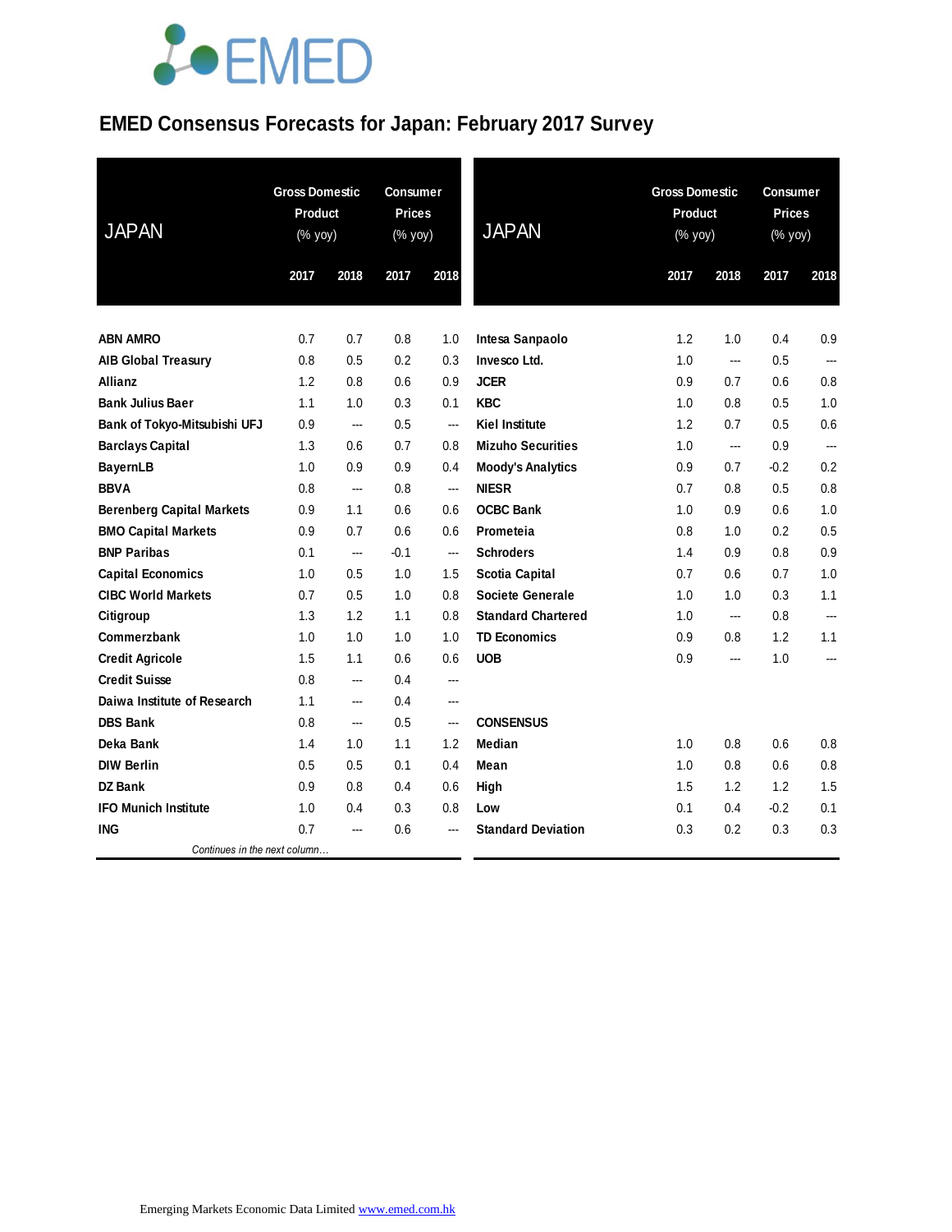# EMED Consensus Forecasts for Japan: February 2017 Survey

| JAPAN | Gross Domestic Product (% yoy) | | Consumer Prices (% yoy) | |
|---|---|---|---|---|
| | 2017 | 2018 | 2017 | 2018 |
| **ABN AMRO** | 0.7 | 0.7 | 0.8 | 1.0 |
| **AIB Global Treasury** | 0.8 | 0.5 | 0.2 | 0.3 |
| **Allianz** | 1.2 | 0.8 | 0.6 | 0.9 |
| **Bank Julius Baer** | 1.1 | 1.0 | 0.3 | 0.1 |
| **Bank of Tokyo-Mitsubishi UFJ** | 0.9 | --- | 0.5 | --- |
| **Barclays Capital** | 1.3 | 0.6 | 0.7 | 0.8 |
| **BayernLB** | 1.0 | 0.9 | 0.9 | 0.4 |
| **BBVA** | 0.8 | --- | 0.8 | --- |
| **Berenberg Capital Markets** | 0.9 | 1.1 | 0.6 | 0.6 |
| **BMO Capital Markets** | 0.9 | 0.7 | 0.6 | 0.6 |
| **BNP Paribas** | 0.1 | --- | -0.1 | --- |
| **Capital Economics** | 1.0 | 0.5 | 1.0 | 1.5 |
| **CIBC World Markets** | 0.7 | 0.5 | 1.0 | 0.8 |
| **Citigroup** | 1.3 | 1.2 | 1.1 | 0.8 |
| **Commerzbank** | 1.0 | 1.0 | 1.0 | 1.0 |
| **Credit Agricole** | 1.5 | 1.1 | 0.6 | 0.6 |
| **Credit Suisse** | 0.8 | --- | 0.4 | --- |
| **Daiwa Institute of Research** | 1.1 | --- | 0.4 | --- |
| **DBS Bank** | 0.8 | --- | 0.5 | --- |
| **Deka Bank** | 1.4 | 1.0 | 1.1 | 1.2 |
| **DIW Berlin** | 0.5 | 0.5 | 0.1 | 0.4 |
| **DZ Bank** | 0.9 | 0.8 | 0.4 | 0.6 |
| **IFO Munich Institute** | 1.0 | 0.4 | 0.3 | 0.8 |
| **ING** | 0.7 | --- | 0.6 | --- |
| **Intesa Sanpaolo** | 1.2 | 1.0 | 0.4 | 0.9 |
| **Invesco Ltd.** | 1.0 | --- | 0.5 | --- |
| **JCER** | 0.9 | 0.7 | 0.6 | 0.8 |
| **KBC** | 1.0 | 0.8 | 0.5 | 1.0 |
| **Kiel Institute** | 1.2 | 0.7 | 0.5 | 0.6 |
| **Mizuho Securities** | 1.0 | --- | 0.9 | --- |
| **Moody's Analytics** | 0.9 | 0.7 | -0.2 | 0.2 |
| **NIESR** | 0.7 | 0.8 | 0.5 | 0.8 |
| **OCBC Bank** | 1.0 | 0.9 | 0.6 | 1.0 |
| **Prometeia** | 0.8 | 1.0 | 0.2 | 0.5 |
| **Schroders** | 1.4 | 0.9 | 0.8 | 0.9 |
| **Scotia Capital** | 0.7 | 0.6 | 0.7 | 1.0 |
| **Societe Generale** | 1.0 | 1.0 | 0.3 | 1.1 |
| **Standard Chartered** | 1.0 | --- | 0.8 | --- |
| **TD Economics** | 0.9 | 0.8 | 1.2 | 1.1 |
| **UOB** | 0.9 | --- | 1.0 | --- |
| **CONSENSUS** | | | | |
| **Median** | 1.0 | 0.8 | 0.6 | 0.8 |
| **Mean** | 1.0 | 0.8 | 0.6 | 0.8 |
| **High** | 1.5 | 1.2 | 1.2 | 1.5 |
| **Low** | 0.1 | 0.4 | -0.2 | 0.1 |
| **Standard Deviation** | 0.3 | 0.2 | 0.3 | 0.3 |

Emerging Markets Economic Data Limited www.emed.com.hk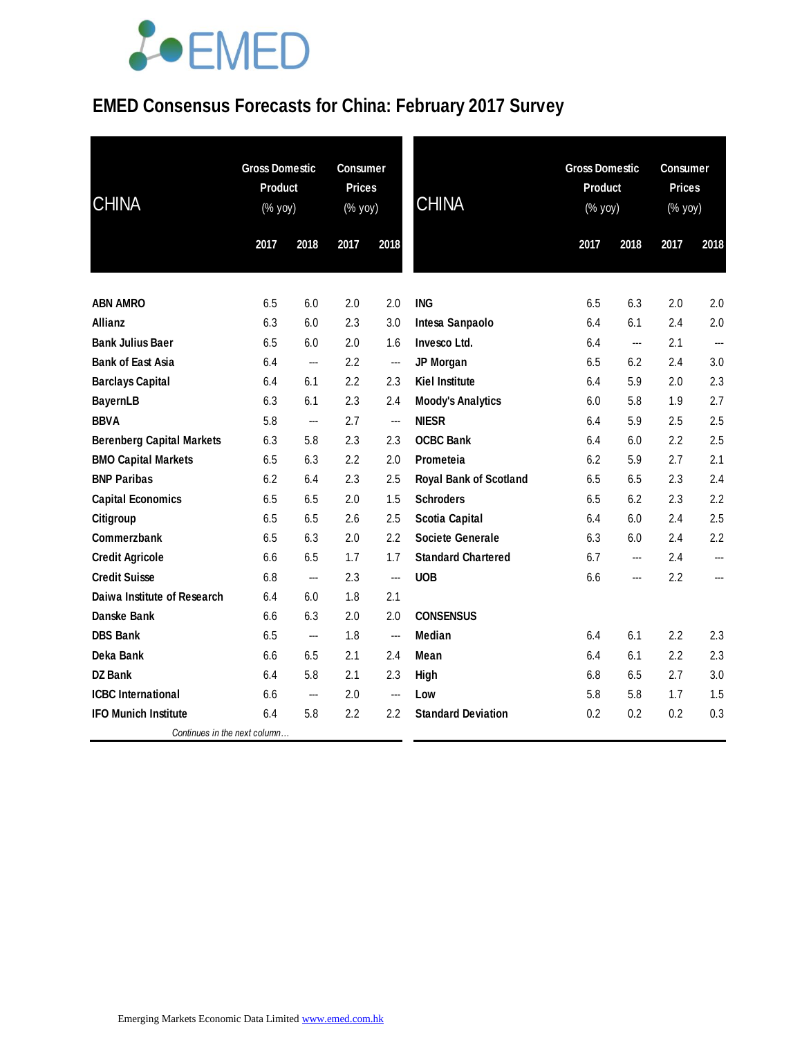# EMED Consensus Forecasts for China: February 2017 Survey

| CHINA | Gross Domestic Product (% yoy) | | Consumer Prices (% yoy) | |
|---|---|---|---|---|
| | 2017 | 2018 | 2017 | 2018 |
| **ABN AMRO** | 6.5 | 6.0 | 2.0 | 2.0 |
| **Allianz** | 6.3 | 6.0 | 2.3 | 3.0 |
| **Bank Julius Baer** | 6.5 | 6.0 | 2.0 | 1.6 |
| **Bank of East Asia** | 6.4 | --- | 2.2 | --- |
| **Barclays Capital** | 6.4 | 6.1 | 2.2 | 2.3 |
| **BayernLB** | 6.3 | 6.1 | 2.3 | 2.4 |
| **BBVA** | 5.8 | --- | 2.7 | --- |
| **Berenberg Capital Markets** | 6.3 | 5.8 | 2.3 | 2.3 |
| **BMO Capital Markets** | 6.5 | 6.3 | 2.2 | 2.0 |
| **BNP Paribas** | 6.2 | 6.4 | 2.3 | 2.5 |
| **Capital Economics** | 6.5 | 6.5 | 2.0 | 1.5 |
| **Citigroup** | 6.5 | 6.5 | 2.6 | 2.5 |
| **Commerzbank** | 6.5 | 6.3 | 2.0 | 2.2 |
| **Credit Agricole** | 6.6 | 6.5 | 1.7 | 1.7 |
| **Credit Suisse** | 6.8 | --- | 2.3 | --- |
| **Daiwa Institute of Research** | 6.4 | 6.0 | 1.8 | 2.1 |
| **Danske Bank** | 6.6 | 6.3 | 2.0 | 2.0 |
| **DBS Bank** | 6.5 | --- | 1.8 | --- |
| **Deka Bank** | 6.6 | 6.5 | 2.1 | 2.4 |
| **DZ Bank** | 6.4 | 5.8 | 2.1 | 2.3 |
| **ICBC International** | 6.6 | --- | 2.0 | --- |
| **IFO Munich Institute** | 6.4 | 5.8 | 2.2 | 2.2 |
| **ING** | 6.5 | 6.3 | 2.0 | 2.0 |
| **Intesa Sanpaolo** | 6.4 | 6.1 | 2.4 | 2.0 |
| **Invesco Ltd.** | 6.4 | --- | 2.1 | --- |
| **JP Morgan** | 6.5 | 6.2 | 2.4 | 3.0 |
| **Kiel Institute** | 6.4 | 5.9 | 2.0 | 2.3 |
| **Moody's Analytics** | 6.0 | 5.8 | 1.9 | 2.7 |
| **NIESR** | 6.4 | 5.9 | 2.5 | 2.5 |
| **OCBC Bank** | 6.4 | 6.0 | 2.2 | 2.5 |
| **Prometeia** | 6.2 | 5.9 | 2.7 | 2.1 |
| **Royal Bank of Scotland** | 6.5 | 6.5 | 2.3 | 2.4 |
| **Schroders** | 6.5 | 6.2 | 2.3 | 2.2 |
| **Scotia Capital** | 6.4 | 6.0 | 2.4 | 2.5 |
| **Societe Generale** | 6.3 | 6.0 | 2.4 | 2.2 |
| **Standard Chartered** | 6.7 | --- | 2.4 | --- |
| **UOB** | 6.6 | --- | 2.2 | --- |
| **CONSENSUS** | | | | |
| **Median** | 6.4 | 6.1 | 2.2 | 2.3 |
| **Mean** | 6.4 | 6.1 | 2.2 | 2.3 |
| **High** | 6.8 | 6.5 | 2.7 | 3.0 |
| **Low** | 5.8 | 5.8 | 1.7 | 1.5 |
| **Standard Deviation** | 0.2 | 0.2 | 0.2 | 0.3 |

Emerging Markets Economic Data Limited www.emed.com.hk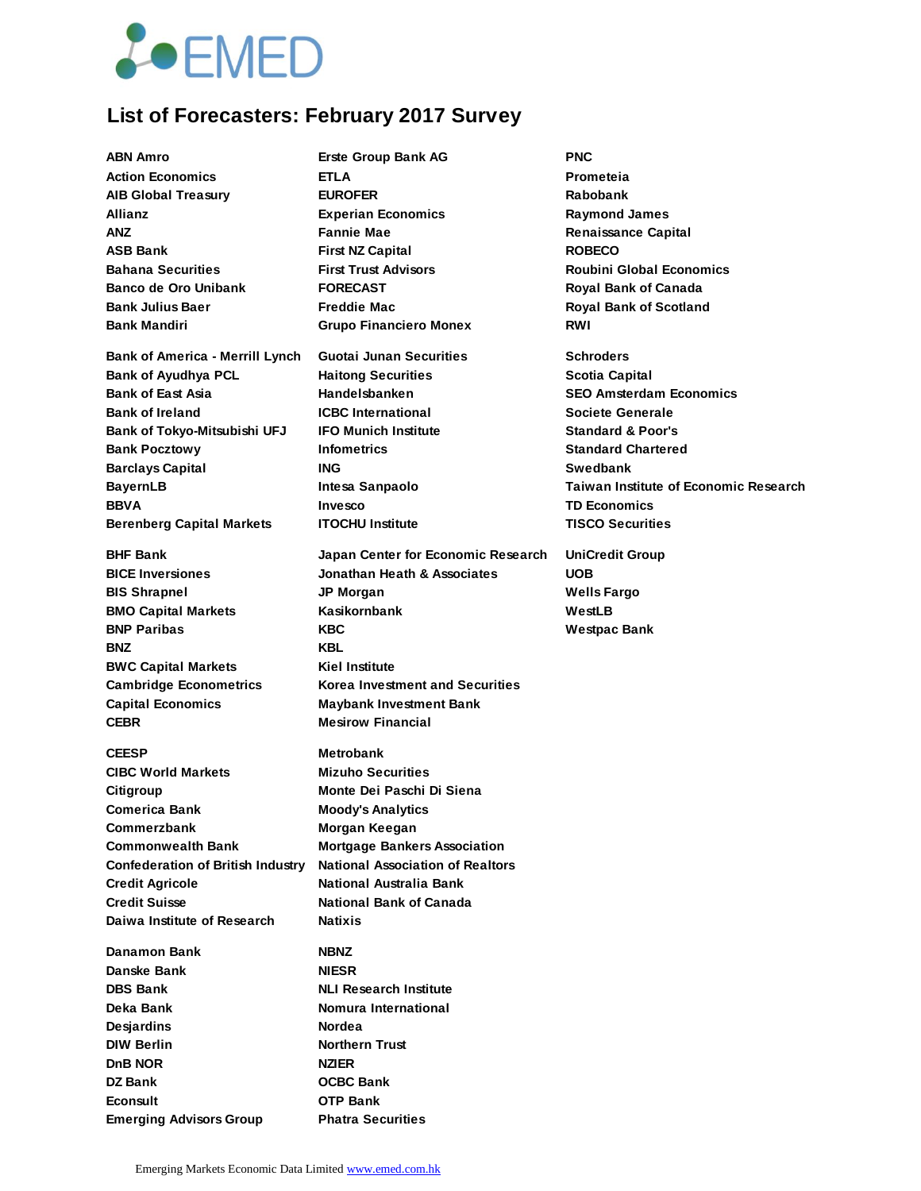# EMED

## List of Forecasters: February 2017 Survey

**ABN Amro**
**Action Economics**
**AIB Global Treasury**
**Allianz**
**ANZ**
**ASB Bank**
**Bahana Securities**
**Banco de Oro Unibank**
**Bank Julius Baer**
**Bank Mandiri**

**Bank of America - Merrill Lynch**
**Bank of Ayudhya PCL**
**Bank of East Asia**
**Bank of Ireland**
**Bank of Tokyo-Mitsubishi UFJ**
**Bank Pocztowy**
**Barclays Capital**
**BayernLB**
**BBVA**
**Berenberg Capital Markets**

**BHF Bank**
**BICE Inversiones**
**BIS Shrapnel**
**BMO Capital Markets**
**BNP Paribas**
**BNZ**
**BWC Capital Markets**
**Cambridge Econometrics**
**Capital Economics**
**CEBR**

**CEESP**
**CIBC World Markets**
**Citigroup**
**Comerica Bank**
**Commerzbank**
**Commonwealth Bank**
**Confederation of British Industry**
**Credit Agricole**
**Credit Suisse**
**Daiwa Institute of Research**

**Danamon Bank**
**Danske Bank**
**DBS Bank**
**Deka Bank**
**Desjardins**
**DIW Berlin**
**DnB NOR**
**DZ Bank**
**Econsult**
**Emerging Advisors Group**

**Erste Group Bank AG**
**ETLA**
**EUROFER**
**Experian Economics**
**Fannie Mae**
**First NZ Capital**
**First Trust Advisors**
**FORECAST**
**Freddie Mac**
**Grupo Financiero Monex**

**Guotai Junan Securities**
**Haitong Securities**
**Handelsbanken**
**ICBC International**
**IFO Munich Institute**
**Infometrics**
**ING**
**Intesa Sanpaolo**
**Invesco**
**ITOCHU Institute**

**Japan Center for Economic Research**
**Jonathan Heath & Associates**
**JP Morgan**
**Kasikornbank**
**KBC**
**KBL**
**Kiel Institute**
**Korea Investment and Securities**
**Maybank Investment Bank**
**Mesirow Financial**

**Metrobank**
**Mizuho Securities**
**Monte Dei Paschi Di Siena**
**Moody's Analytics**
**Morgan Keegan**
**Mortgage Bankers Association**
**National Association of Realtors**
**National Australia Bank**
**National Bank of Canada**
**Natixis**

**NBNZ**
**NIESR**
**NLI Research Institute**
**Nomura International**
**Nordea**
**Northern Trust**
**NZIER**
**OCBC Bank**
**OTP Bank**
**Phatra Securities**

**PNC**
**Prometeia**
**Rabobank**
**Raymond James**
**Renaissance Capital**
**ROBECO**
**Roubini Global Economics**
**Royal Bank of Canada**
**Royal Bank of Scotland**
**RWI**

**Schroders**
**Scotia Capital**
**SEO Amsterdam Economics**
**Societe Generale**
**Standard & Poor's**
**Standard Chartered**
**Swedbank**
**Taiwan Institute of Economic Research**
**TD Economics**
**TISCO Securities**

**UniCredit Group**
**UOB**
**Wells Fargo**
**WestLB**
**Westpac Bank**

Emerging Markets Economic Data Limited [www.emed.com.hk](http://www.emed.com.hk)